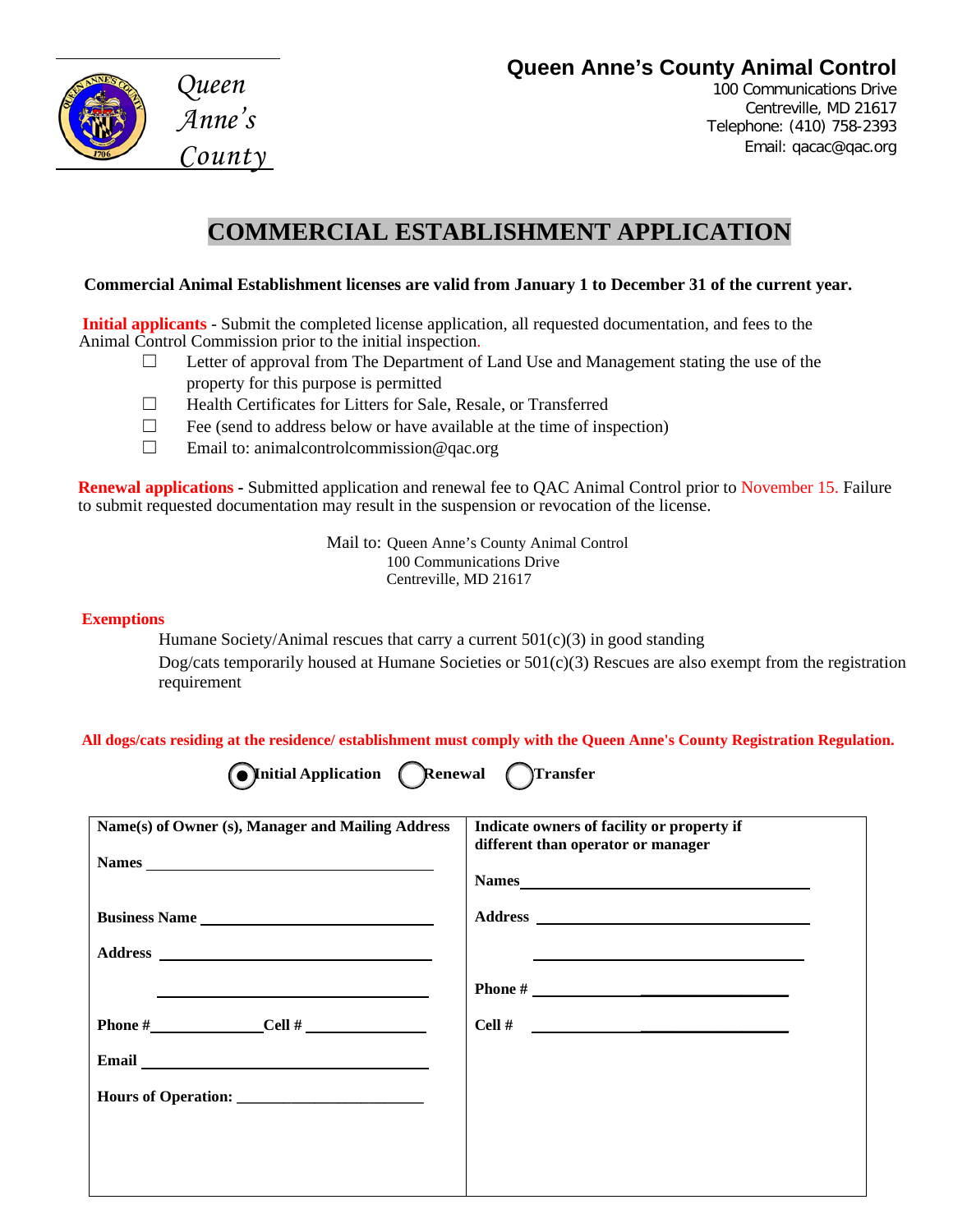Queen Anne's County

**Queen Anne's County Animal Control**
100 Communications Drive
Centreville, MD 21617
Telephone: (410) 758-2393
Email: qacac@qac.org

# COMMERCIAL ESTABLISHMENT APPLICATION

**Commercial Animal Establishment licenses are valid from January 1 to December 31 of the current year.**

**Initial applicants** - Submit the completed license application, all requested documentation, and fees to the Animal Control Commission prior to the initial inspection.

- ☐ Letter of approval from The Department of Land Use and Management stating the use of the property for this purpose is permitted
- ☐ Health Certificates for Litters for Sale, Resale, or Transferred
- ☐ Fee (send to address below or have available at the time of inspection)
- ☐ Email to: animalcontrolcommission@qac.org

**Renewal applications** - Submitted application and renewal fee to QAC Animal Control prior to November 15. Failure to submit requested documentation may result in the suspension or revocation of the license.

Mail to: Queen Anne's County Animal Control
100 Communications Drive
Centreville, MD 21617

**Exemptions**

Humane Society/Animal rescues that carry a current 501(c)(3) in good standing

Dog/cats temporarily housed at Humane Societies or 501(c)(3) Rescues are also exempt from the registration requirement

**All dogs/cats residing at the residence/ establishment must comply with the Queen Anne's County Registration Regulation.**

◉ **Initial Application** ◯ **Renewal** ◯ **Transfer**

| **Name(s) of Owner (s), Manager and Mailing Address** | **Indicate owners of facility or property if different than operator or manager** |
|---|---|
| **Names** ________________ | **Names** ________________ |
| **Business Name** ________________ | **Address** ________________ |
| **Address** ________________ | ________________ |
| ________________ | **Phone #** ________________ |
| **Phone #** __________ **Cell #** __________ | **Cell #** ________________ |
| **Email** ________________ | |
| **Hours of Operation:** ________________ | |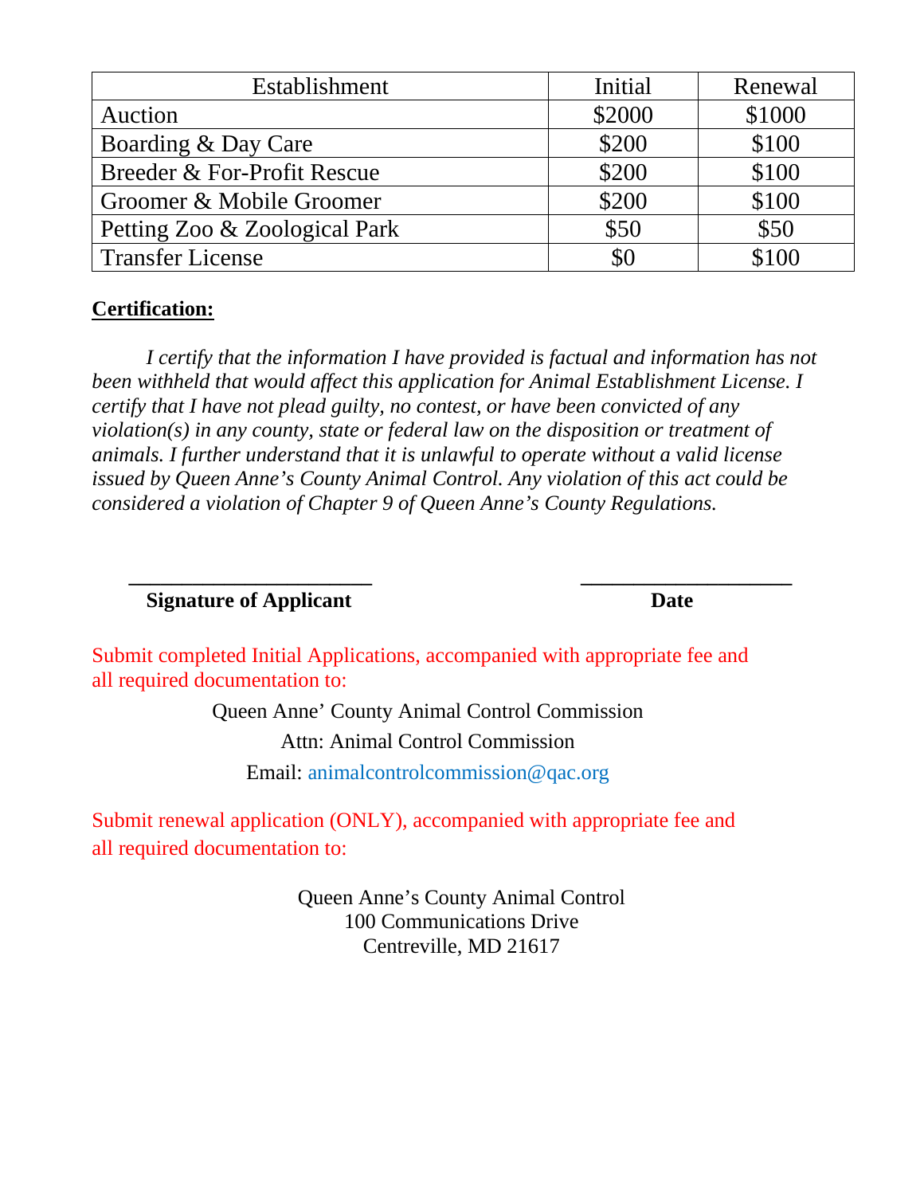| Establishment | Initial | Renewal |
|---|---|---|
| Auction | $2000 | $1000 |
| Boarding & Day Care | $200 | $100 |
| Breeder & For-Profit Rescue | $200 | $100 |
| Groomer & Mobile Groomer | $200 | $100 |
| Petting Zoo & Zoological Park | $50 | $50 |
| Transfer License | $0 | $100 |

**Certification:**

*I certify that the information I have provided is factual and information has not been withheld that would affect this application for Animal Establishment License. I certify that I have not plead guilty, no contest, or have been convicted of any violation(s) in any county, state or federal law on the disposition or treatment of animals. I further understand that it is unlawful to operate without a valid license issued by Queen Anne's County Animal Control. Any violation of this act could be considered a violation of Chapter 9 of Queen Anne's County Regulations.*

______________________ ______________________

**Signature of Applicant** **Date**

Submit completed Initial Applications, accompanied with appropriate fee and all required documentation to:

Queen Anne' County Animal Control Commission
Attn: Animal Control Commission
Email: animalcontrolcommission@qac.org

Submit renewal application (ONLY), accompanied with appropriate fee and all required documentation to:

Queen Anne's County Animal Control
100 Communications Drive
Centreville, MD 21617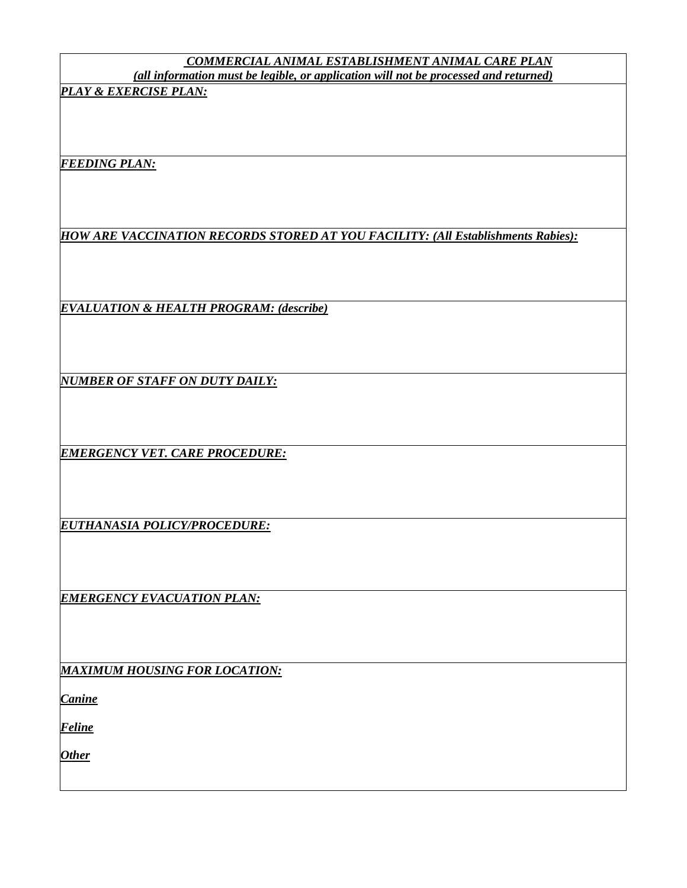***COMMERCIAL ANIMAL ESTABLISHMENT ANIMAL CARE PLAN***

***(all information must be legible, or application will not be processed and returned)***

***PLAY & EXERCISE PLAN:***

***FEEDING PLAN:***

***HOW ARE VACCINATION RECORDS STORED AT YOU FACILITY: (All Establishments Rabies):***

***EVALUATION & HEALTH PROGRAM: (describe)***

***NUMBER OF STAFF ON DUTY DAILY:***

***EMERGENCY VET. CARE PROCEDURE:***

***EUTHANASIA POLICY/PROCEDURE:***

***EMERGENCY EVACUATION PLAN:***

***MAXIMUM HOUSING FOR LOCATION:***

***Canine***

***Feline***

***Other***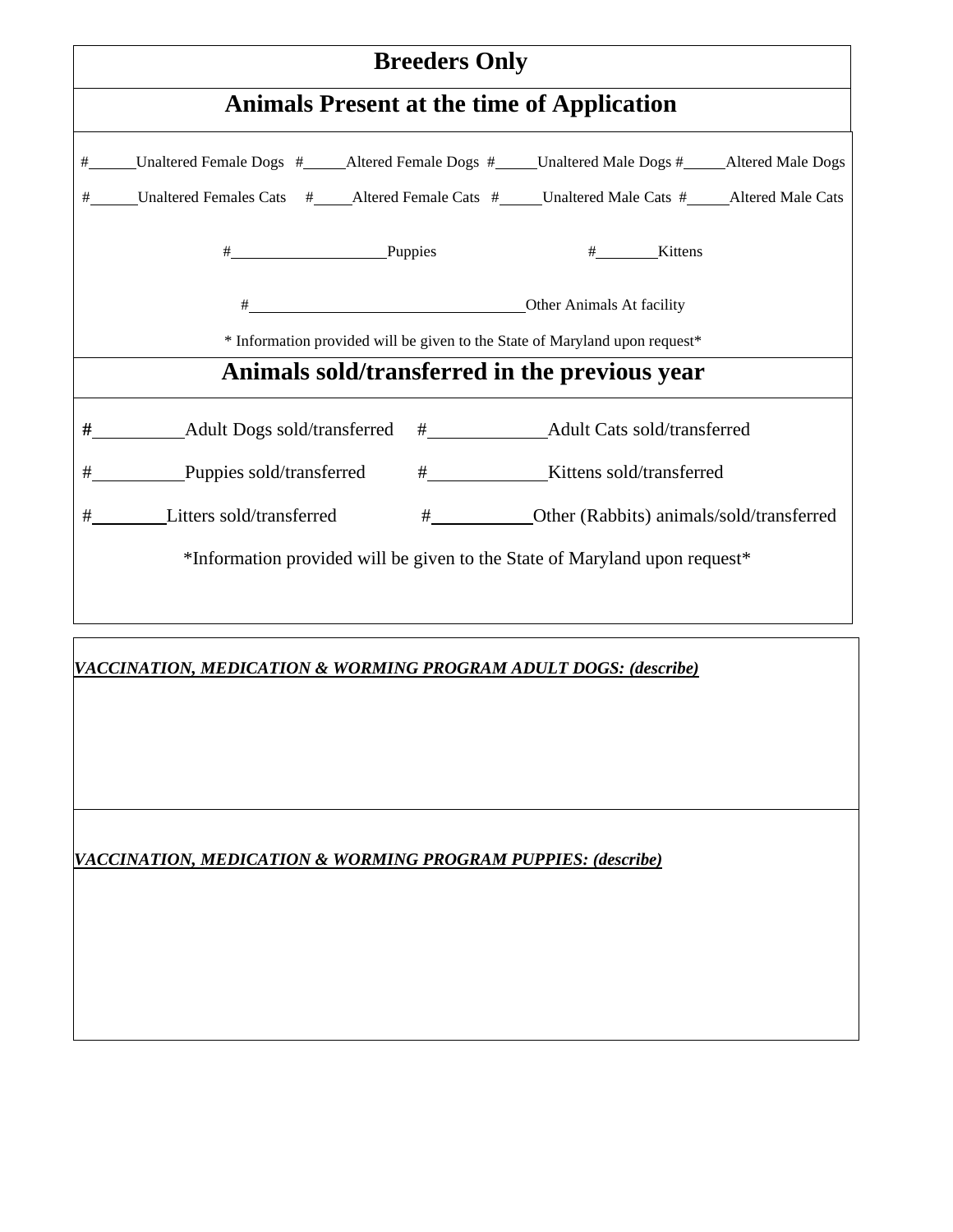## Breeders Only

## Animals Present at the time of Application

#\_\_\_\_\_Unaltered Female Dogs #\_\_\_\_\_Altered Female Dogs #\_\_\_\_\_Unaltered Male Dogs #\_\_\_\_\_Altered Male Dogs

#\_\_\_\_\_Unaltered Females Cats #\_\_\_\_\_Altered Female Cats #\_\_\_\_\_Unaltered Male Cats #\_\_\_\_\_Altered Male Cats

#\_\_\_\_\_\_\_\_\_\_\_\_\_\_\_\_\_Puppies #\_\_\_\_\_\_\_Kittens

#\_\_\_\_\_\_\_\_\_\_\_\_\_\_\_\_\_\_\_\_\_\_\_\_\_\_\_\_\_\_Other Animals At facility

\* Information provided will be given to the State of Maryland upon request\*

## Animals sold/transferred in the previous year

#\_\_\_\_\_\_\_\_\_\_Adult Dogs sold/transferred #\_\_\_\_\_\_\_\_\_\_\_\_Adult Cats sold/transferred

#\_\_\_\_\_\_\_\_\_\_Puppies sold/transferred #\_\_\_\_\_\_\_\_\_\_\_\_Kittens sold/transferred

#\_\_\_\_\_\_\_\_Litters sold/transferred #\_\_\_\_\_\_\_\_\_\_Other (Rabbits) animals/sold/transferred

\*Information provided will be given to the State of Maryland upon request\*

***VACCINATION, MEDICATION & WORMING PROGRAM ADULT DOGS: (describe)***

***VACCINATION, MEDICATION & WORMING PROGRAM PUPPIES: (describe)***